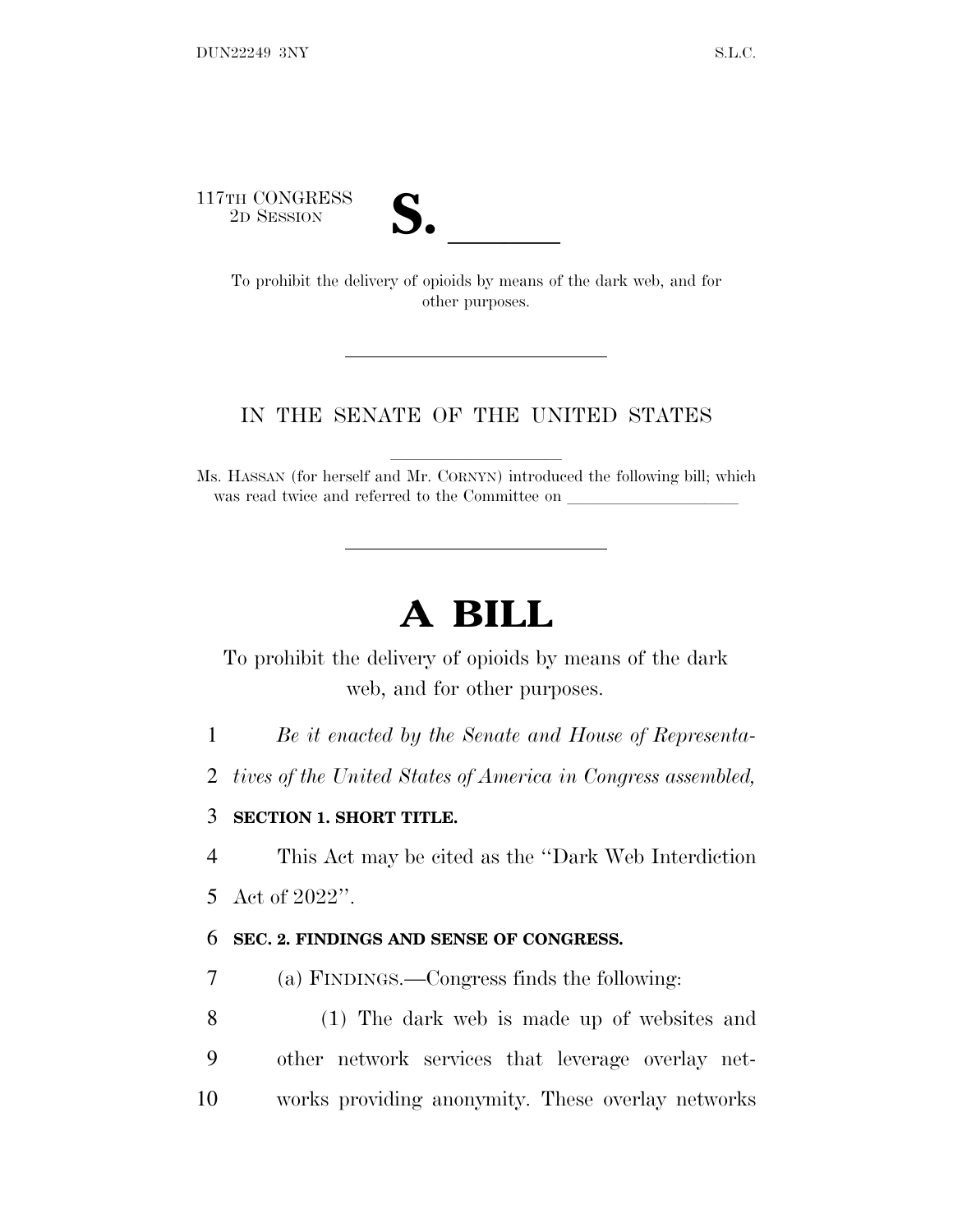117TH CONGRESS
2D SESSION

# S. \_\_\_\_\_\_

To prohibit the delivery of opioids by means of the dark web, and for other purposes.

---

IN THE SENATE OF THE UNITED STATES

Ms. HASSAN (for herself and Mr. CORNYN) introduced the following bill; which was read twice and referred to the Committee on \_\_\_\_\_\_\_\_\_\_\_\_\_\_\_\_\_\_\_\_

---

# A BILL

To prohibit the delivery of opioids by means of the dark web, and for other purposes.

*Be it enacted by the Senate and House of Representatives of the United States of America in Congress assembled,*

**SECTION 1. SHORT TITLE.**

This Act may be cited as the "Dark Web Interdiction Act of 2022".

**SEC. 2. FINDINGS AND SENSE OF CONGRESS.**

(a) FINDINGS.—Congress finds the following:

(1) The dark web is made up of websites and other network services that leverage overlay networks providing anonymity. These overlay networks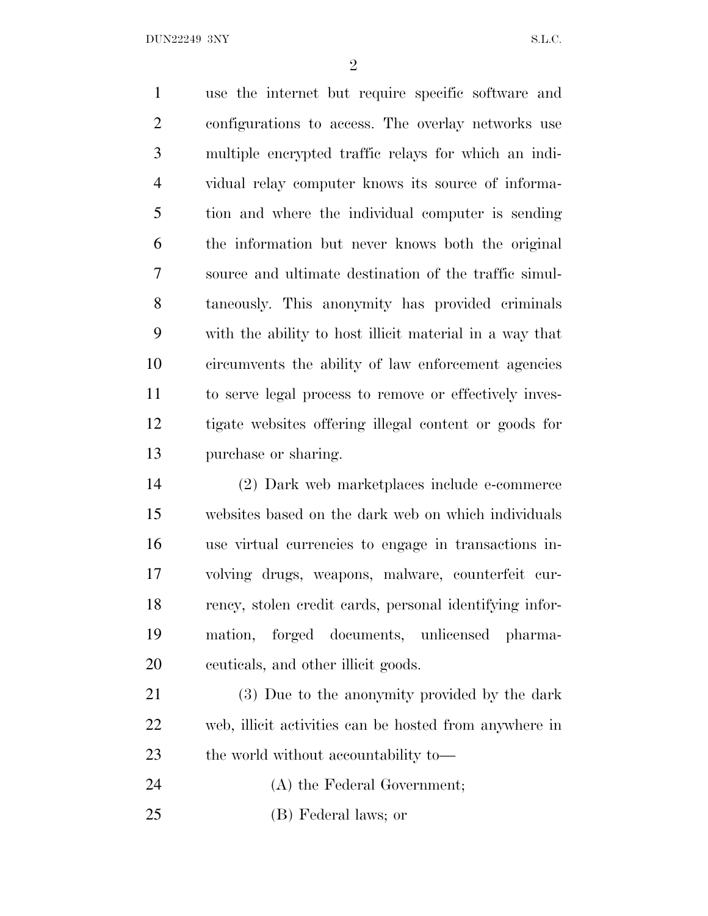use the internet but require specific software and configurations to access. The overlay networks use multiple encrypted traffic relays for which an individual relay computer knows its source of information and where the individual computer is sending the information but never knows both the original source and ultimate destination of the traffic simultaneously. This anonymity has provided criminals with the ability to host illicit material in a way that circumvents the ability of law enforcement agencies to serve legal process to remove or effectively investigate websites offering illegal content or goods for purchase or sharing.

(2) Dark web marketplaces include e-commerce websites based on the dark web on which individuals use virtual currencies to engage in transactions involving drugs, weapons, malware, counterfeit currency, stolen credit cards, personal identifying information, forged documents, unlicensed pharmaceuticals, and other illicit goods.

(3) Due to the anonymity provided by the dark web, illicit activities can be hosted from anywhere in the world without accountability to—

(A) the Federal Government;

(B) Federal laws; or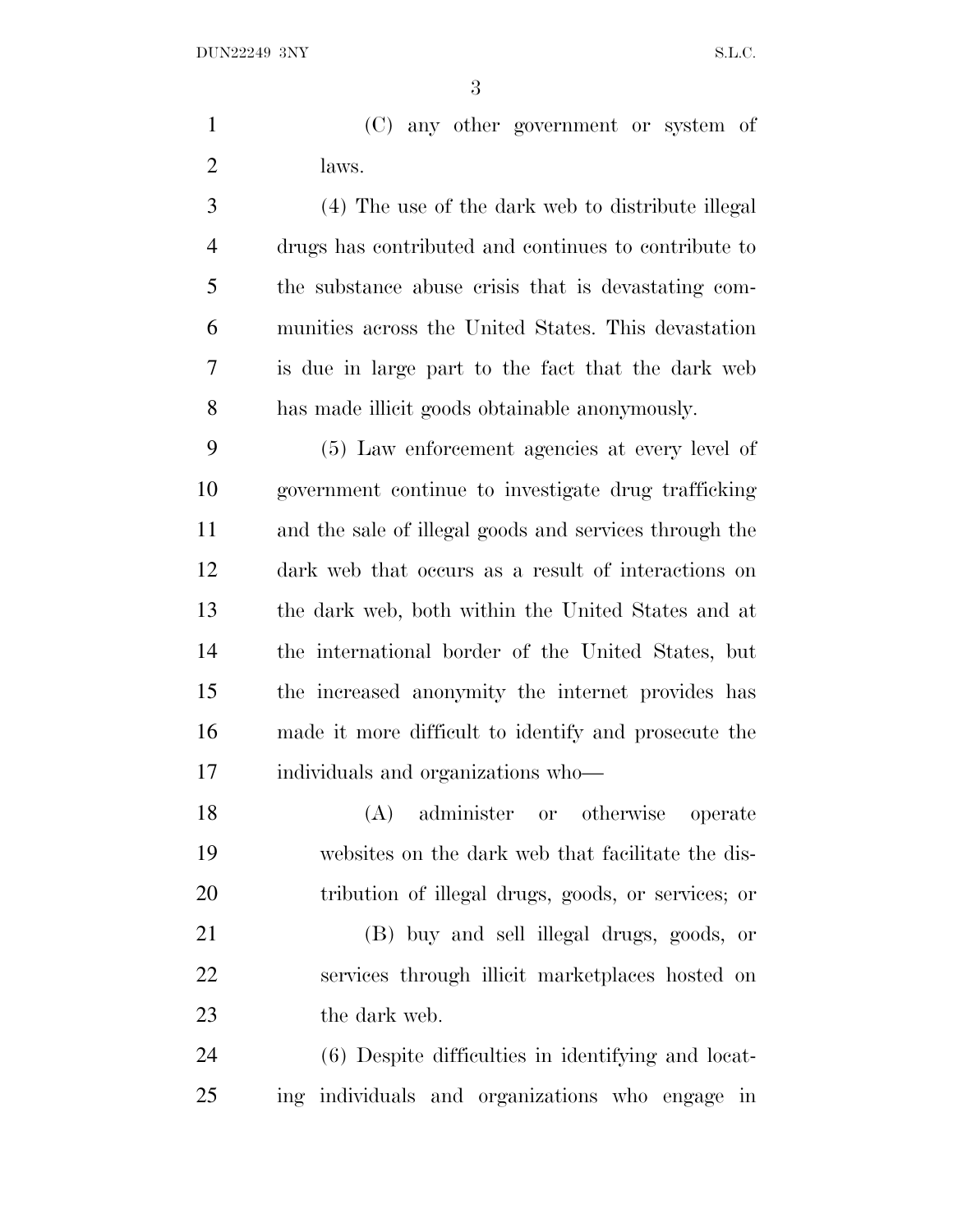(C) any other government or system of laws.

(4) The use of the dark web to distribute illegal drugs has contributed and continues to contribute to the substance abuse crisis that is devastating communities across the United States. This devastation is due in large part to the fact that the dark web has made illicit goods obtainable anonymously.

(5) Law enforcement agencies at every level of government continue to investigate drug trafficking and the sale of illegal goods and services through the dark web that occurs as a result of interactions on the dark web, both within the United States and at the international border of the United States, but the increased anonymity the internet provides has made it more difficult to identify and prosecute the individuals and organizations who—

(A) administer or otherwise operate websites on the dark web that facilitate the distribution of illegal drugs, goods, or services; or

(B) buy and sell illegal drugs, goods, or services through illicit marketplaces hosted on the dark web.

(6) Despite difficulties in identifying and locating individuals and organizations who engage in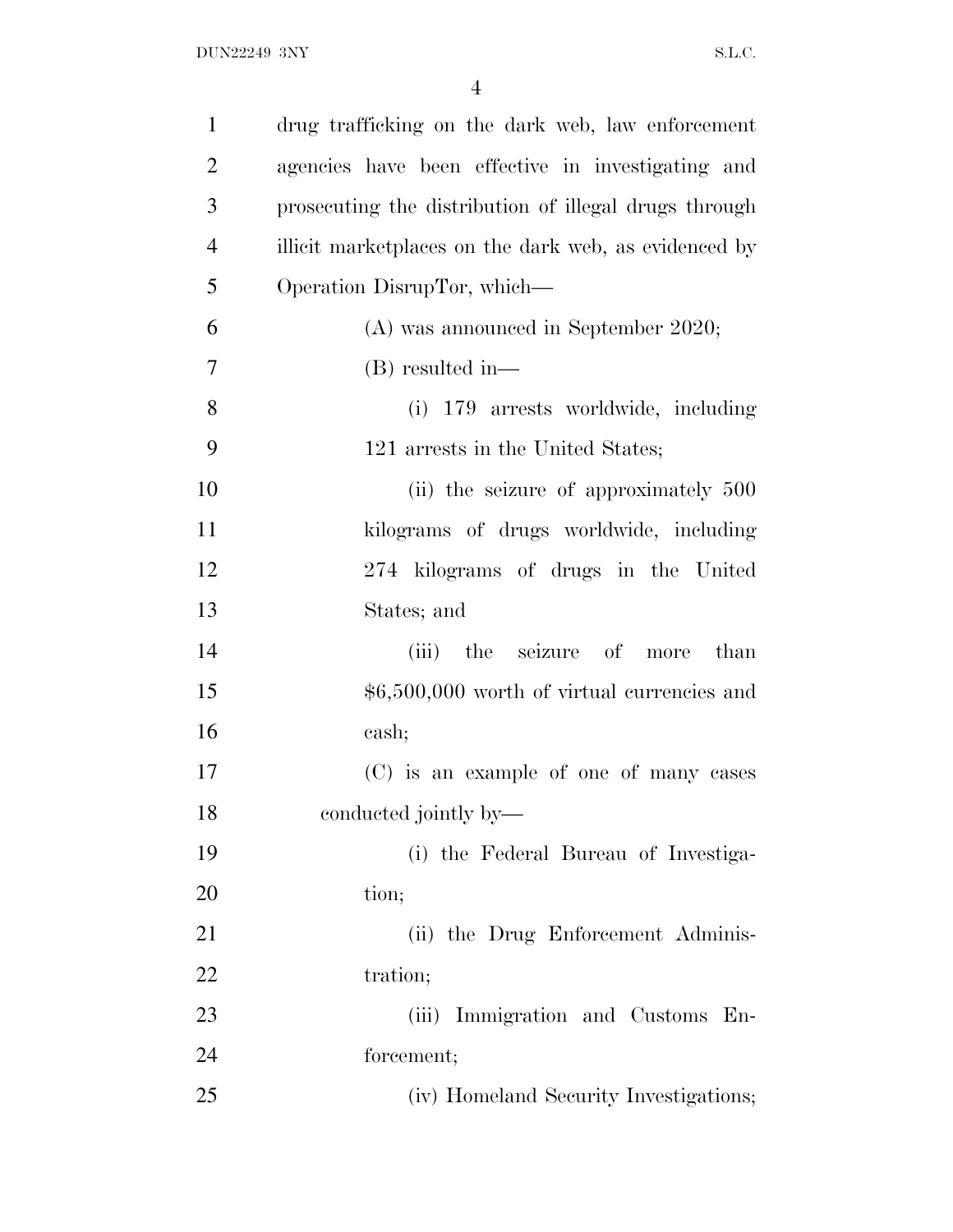drug trafficking on the dark web, law enforcement agencies have been effective in investigating and prosecuting the distribution of illegal drugs through illicit marketplaces on the dark web, as evidenced by Operation DisrupTor, which—

(A) was announced in September 2020;

(B) resulted in—

(i) 179 arrests worldwide, including 121 arrests in the United States;

(ii) the seizure of approximately 500 kilograms of drugs worldwide, including 274 kilograms of drugs in the United States; and

(iii) the seizure of more than $6,500,000 worth of virtual currencies and cash;

(C) is an example of one of many cases conducted jointly by—

(i) the Federal Bureau of Investigation;

(ii) the Drug Enforcement Administration;

(iii) Immigration and Customs Enforcement;

(iv) Homeland Security Investigations;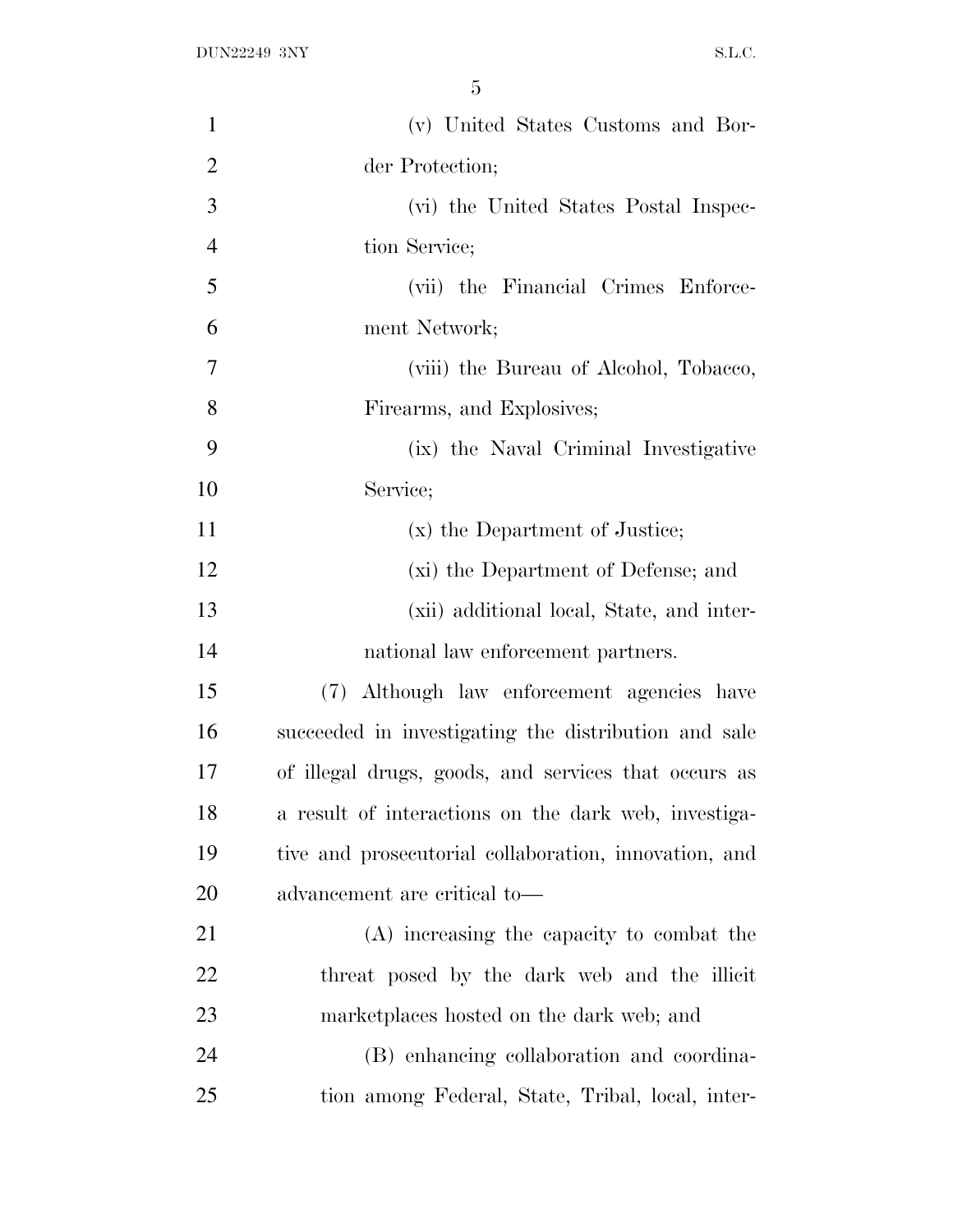(v) United States Customs and Border Protection;

(vi) the United States Postal Inspection Service;

(vii) the Financial Crimes Enforcement Network;

(viii) the Bureau of Alcohol, Tobacco, Firearms, and Explosives;

(ix) the Naval Criminal Investigative Service;

(x) the Department of Justice;

(xi) the Department of Defense; and

(xii) additional local, State, and international law enforcement partners.

(7) Although law enforcement agencies have succeeded in investigating the distribution and sale of illegal drugs, goods, and services that occurs as a result of interactions on the dark web, investigative and prosecutorial collaboration, innovation, and advancement are critical to—

(A) increasing the capacity to combat the threat posed by the dark web and the illicit marketplaces hosted on the dark web; and

(B) enhancing collaboration and coordination among Federal, State, Tribal, local, inter-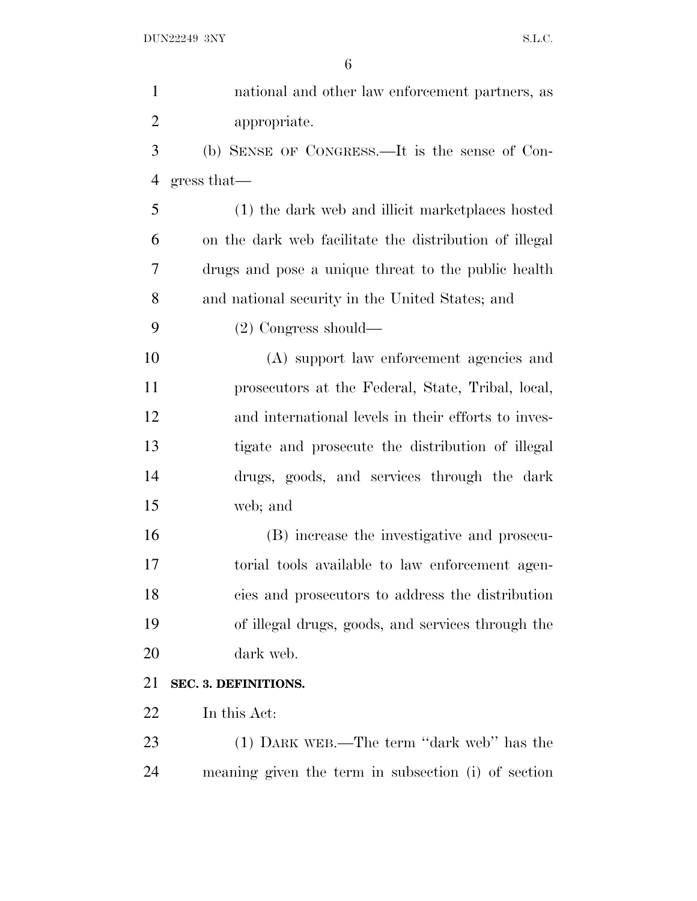national and other law enforcement partners, as appropriate.

(b) SENSE OF CONGRESS.—It is the sense of Congress that—

(1) the dark web and illicit marketplaces hosted on the dark web facilitate the distribution of illegal drugs and pose a unique threat to the public health and national security in the United States; and

(2) Congress should—

(A) support law enforcement agencies and prosecutors at the Federal, State, Tribal, local, and international levels in their efforts to investigate and prosecute the distribution of illegal drugs, goods, and services through the dark web; and

(B) increase the investigative and prosecutorial tools available to law enforcement agencies and prosecutors to address the distribution of illegal drugs, goods, and services through the dark web.

**SEC. 3. DEFINITIONS.**

In this Act:

(1) DARK WEB.—The term "dark web" has the meaning given the term in subsection (i) of section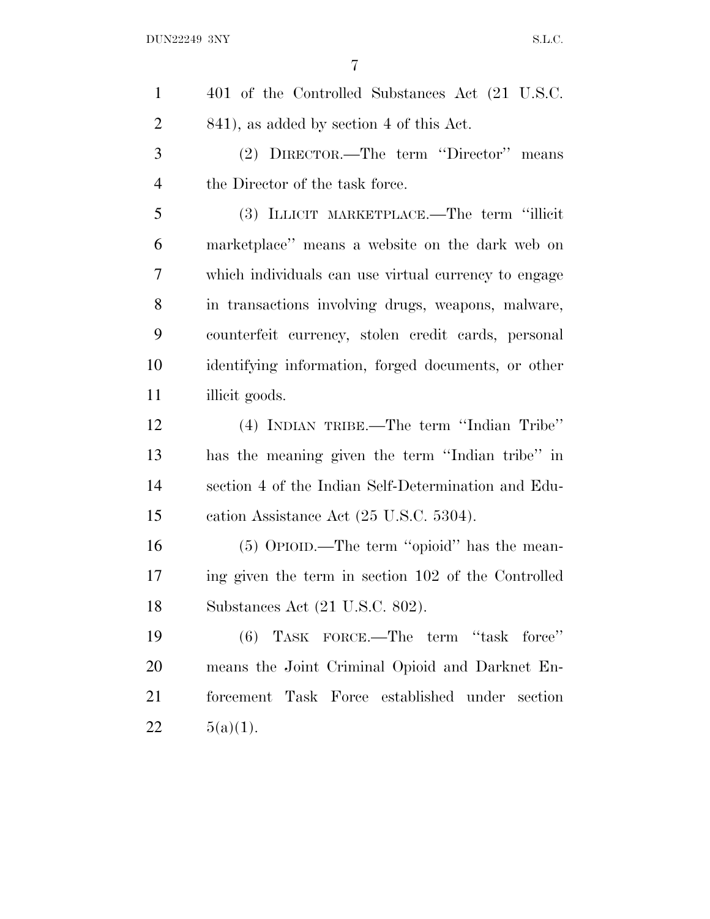401 of the Controlled Substances Act (21 U.S.C. 841), as added by section 4 of this Act.

(2) DIRECTOR.—The term ''Director'' means the Director of the task force.

(3) ILLICIT MARKETPLACE.—The term ''illicit marketplace'' means a website on the dark web on which individuals can use virtual currency to engage in transactions involving drugs, weapons, malware, counterfeit currency, stolen credit cards, personal identifying information, forged documents, or other illicit goods.

(4) INDIAN TRIBE.—The term ''Indian Tribe'' has the meaning given the term ''Indian tribe'' in section 4 of the Indian Self-Determination and Education Assistance Act (25 U.S.C. 5304).

(5) OPIOID.—The term ''opioid'' has the meaning given the term in section 102 of the Controlled Substances Act (21 U.S.C. 802).

(6) TASK FORCE.—The term ''task force'' means the Joint Criminal Opioid and Darknet Enforcement Task Force established under section 5(a)(1).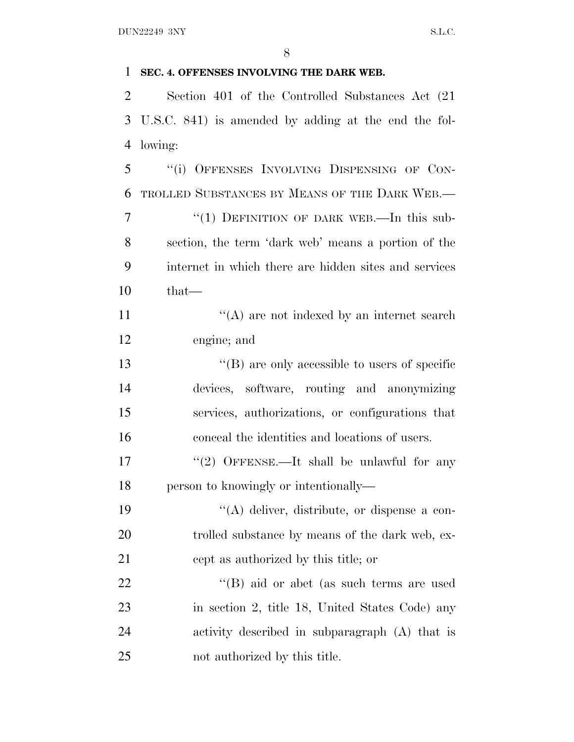**SEC. 4. OFFENSES INVOLVING THE DARK WEB.**

Section 401 of the Controlled Substances Act (21 U.S.C. 841) is amended by adding at the end the following:

"(i) OFFENSES INVOLVING DISPENSING OF CONTROLLED SUBSTANCES BY MEANS OF THE DARK WEB.—

"(1) DEFINITION OF DARK WEB.—In this subsection, the term 'dark web' means a portion of the internet in which there are hidden sites and services that—

"(A) are not indexed by an internet search engine; and

"(B) are only accessible to users of specific devices, software, routing and anonymizing services, authorizations, or configurations that conceal the identities and locations of users.

"(2) OFFENSE.—It shall be unlawful for any person to knowingly or intentionally—

"(A) deliver, distribute, or dispense a controlled substance by means of the dark web, except as authorized by this title; or

"(B) aid or abet (as such terms are used in section 2, title 18, United States Code) any activity described in subparagraph (A) that is not authorized by this title.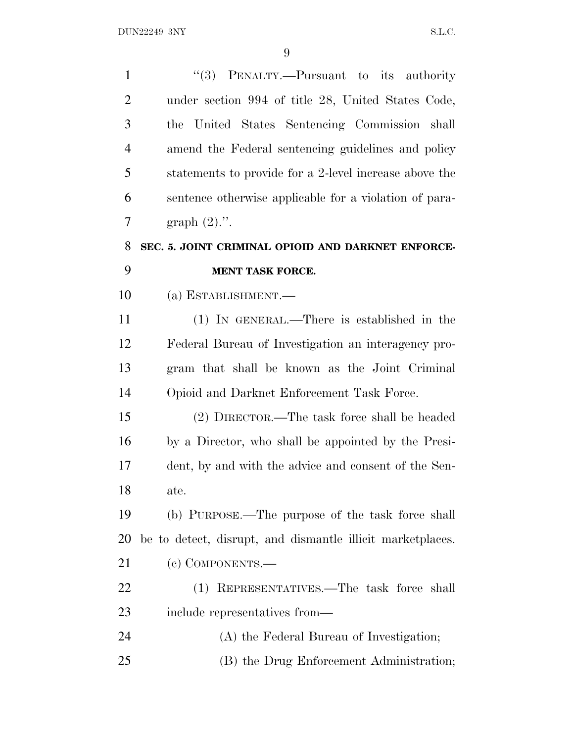"(3) PENALTY.—Pursuant to its authority under section 994 of title 28, United States Code, the United States Sentencing Commission shall amend the Federal sentencing guidelines and policy statements to provide for a 2-level increase above the sentence otherwise applicable for a violation of paragraph (2).".

**SEC. 5. JOINT CRIMINAL OPIOID AND DARKNET ENFORCEMENT TASK FORCE.**

(a) ESTABLISHMENT.—

(1) IN GENERAL.—There is established in the Federal Bureau of Investigation an interagency program that shall be known as the Joint Criminal Opioid and Darknet Enforcement Task Force.

(2) DIRECTOR.—The task force shall be headed by a Director, who shall be appointed by the President, by and with the advice and consent of the Senate.

(b) PURPOSE.—The purpose of the task force shall be to detect, disrupt, and dismantle illicit marketplaces.

(c) COMPONENTS.—

(1) REPRESENTATIVES.—The task force shall include representatives from—

(A) the Federal Bureau of Investigation;

(B) the Drug Enforcement Administration;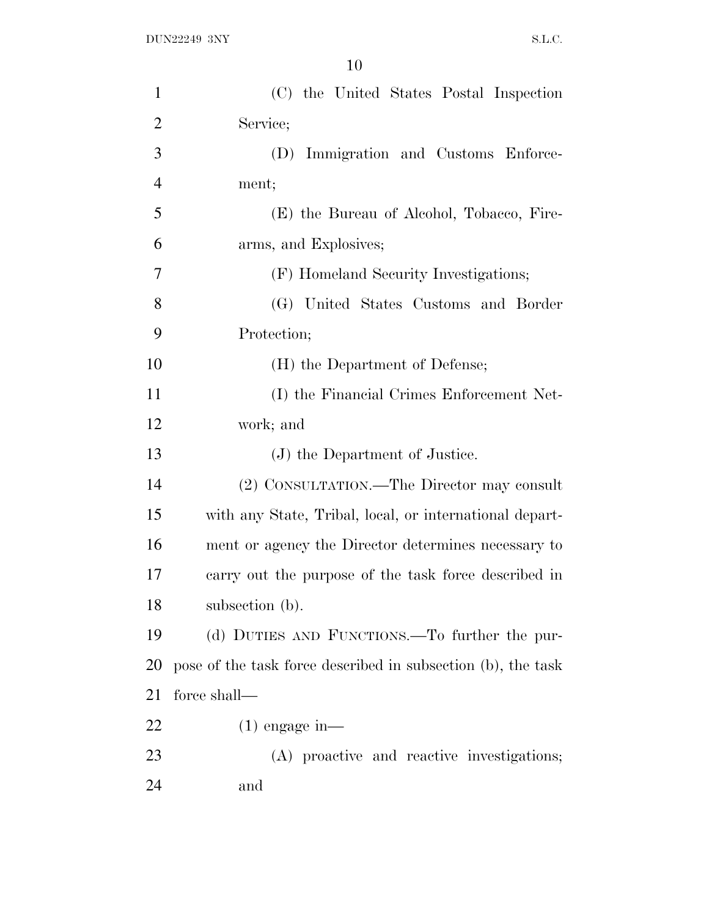(C) the United States Postal Inspection Service;

(D) Immigration and Customs Enforcement;

(E) the Bureau of Alcohol, Tobacco, Firearms, and Explosives;

(F) Homeland Security Investigations;

(G) United States Customs and Border Protection;

(H) the Department of Defense;

(I) the Financial Crimes Enforcement Network; and

(J) the Department of Justice.

(2) CONSULTATION.—The Director may consult with any State, Tribal, local, or international department or agency the Director determines necessary to carry out the purpose of the task force described in subsection (b).

(d) DUTIES AND FUNCTIONS.—To further the purpose of the task force described in subsection (b), the task force shall—

(1) engage in—

(A) proactive and reactive investigations; and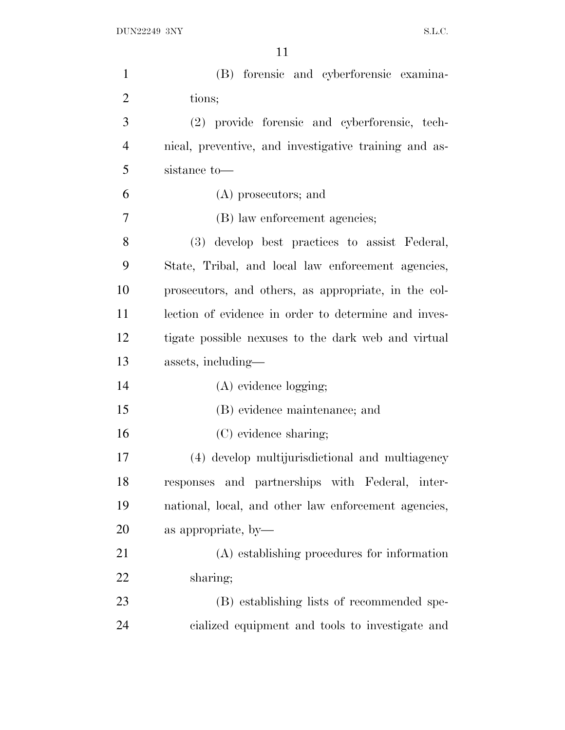(B) forensic and cyberforensic examinations;

(2) provide forensic and cyberforensic, technical, preventive, and investigative training and assistance to—

(A) prosecutors; and

(B) law enforcement agencies;

(3) develop best practices to assist Federal, State, Tribal, and local law enforcement agencies, prosecutors, and others, as appropriate, in the collection of evidence in order to determine and investigate possible nexuses to the dark web and virtual assets, including—

(A) evidence logging;

(B) evidence maintenance; and

(C) evidence sharing;

(4) develop multijurisdictional and multiagency responses and partnerships with Federal, international, local, and other law enforcement agencies, as appropriate, by—

(A) establishing procedures for information sharing;

(B) establishing lists of recommended specialized equipment and tools to investigate and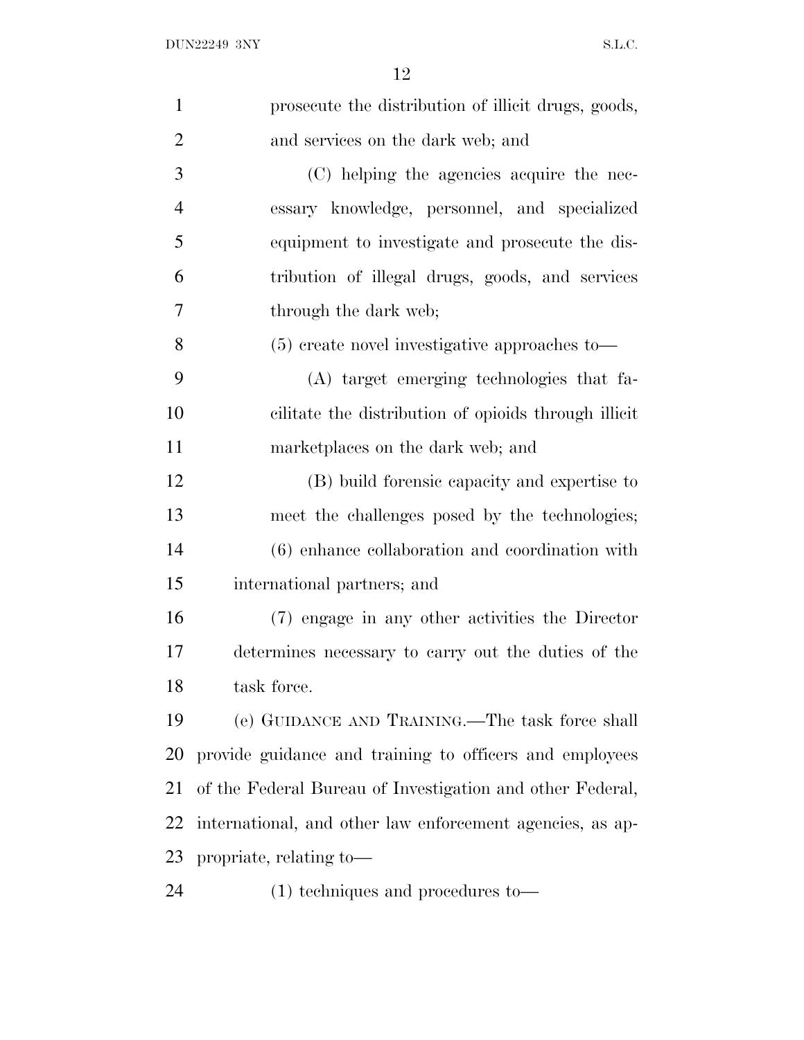prosecute the distribution of illicit drugs, goods, and services on the dark web; and

(C) helping the agencies acquire the necessary knowledge, personnel, and specialized equipment to investigate and prosecute the distribution of illegal drugs, goods, and services through the dark web;

(5) create novel investigative approaches to—

(A) target emerging technologies that facilitate the distribution of opioids through illicit marketplaces on the dark web; and

(B) build forensic capacity and expertise to meet the challenges posed by the technologies;

(6) enhance collaboration and coordination with international partners; and

(7) engage in any other activities the Director determines necessary to carry out the duties of the task force.

(e) GUIDANCE AND TRAINING.—The task force shall provide guidance and training to officers and employees of the Federal Bureau of Investigation and other Federal, international, and other law enforcement agencies, as appropriate, relating to—

(1) techniques and procedures to—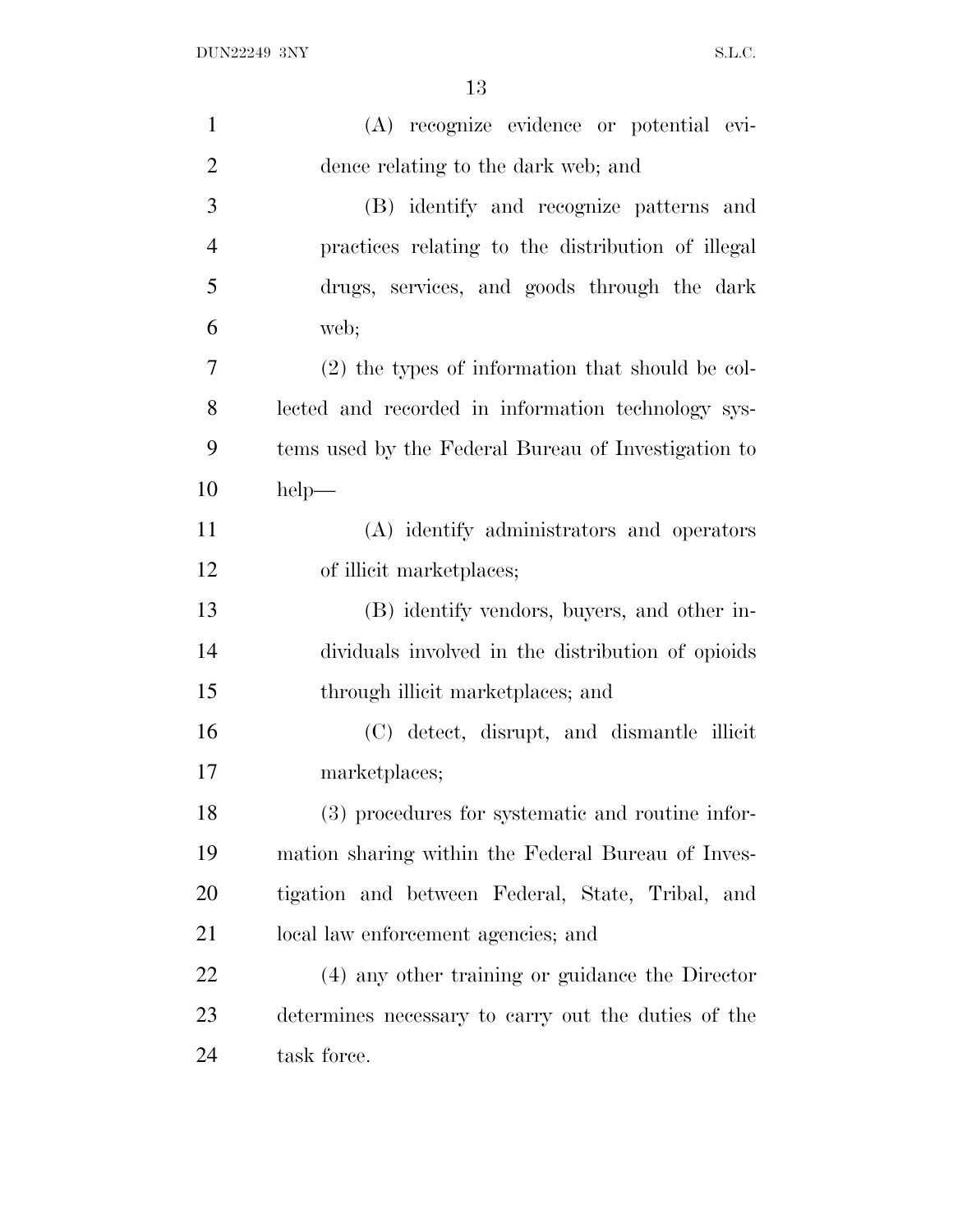(A) recognize evidence or potential evidence relating to the dark web; and

(B) identify and recognize patterns and practices relating to the distribution of illegal drugs, services, and goods through the dark web;

(2) the types of information that should be collected and recorded in information technology systems used by the Federal Bureau of Investigation to help—

(A) identify administrators and operators of illicit marketplaces;

(B) identify vendors, buyers, and other individuals involved in the distribution of opioids through illicit marketplaces; and

(C) detect, disrupt, and dismantle illicit marketplaces;

(3) procedures for systematic and routine information sharing within the Federal Bureau of Investigation and between Federal, State, Tribal, and local law enforcement agencies; and

(4) any other training or guidance the Director determines necessary to carry out the duties of the task force.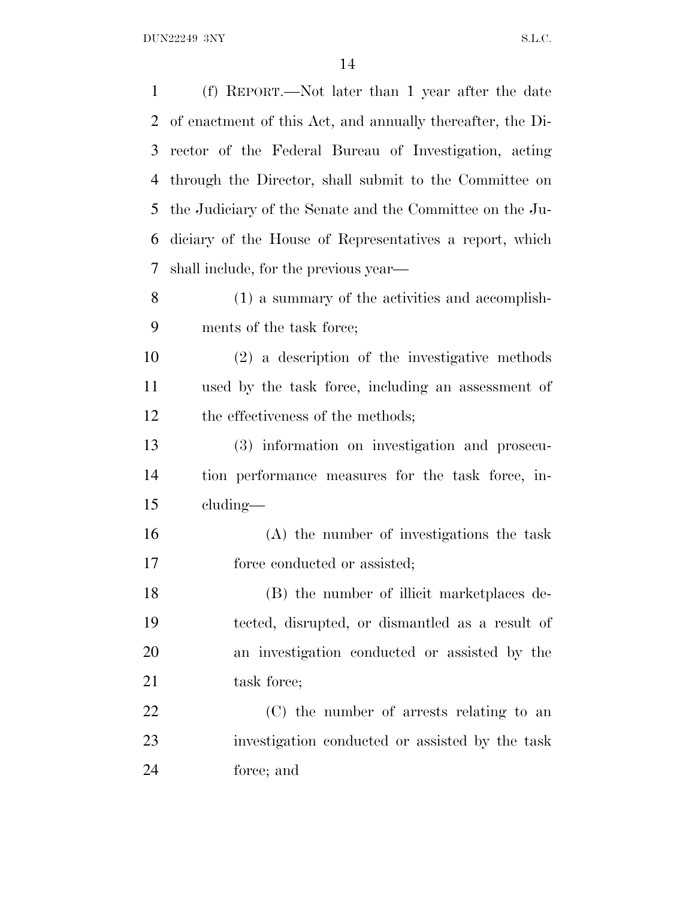(f) REPORT.—Not later than 1 year after the date of enactment of this Act, and annually thereafter, the Director of the Federal Bureau of Investigation, acting through the Director, shall submit to the Committee on the Judiciary of the Senate and the Committee on the Judiciary of the House of Representatives a report, which shall include, for the previous year—

(1) a summary of the activities and accomplishments of the task force;

(2) a description of the investigative methods used by the task force, including an assessment of the effectiveness of the methods;

(3) information on investigation and prosecution performance measures for the task force, including—

(A) the number of investigations the task force conducted or assisted;

(B) the number of illicit marketplaces detected, disrupted, or dismantled as a result of an investigation conducted or assisted by the task force;

(C) the number of arrests relating to an investigation conducted or assisted by the task force; and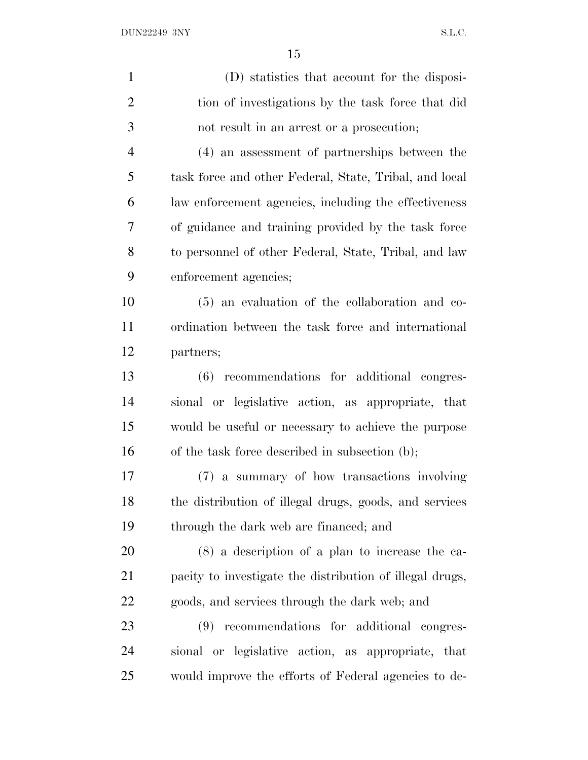(D) statistics that account for the disposition of investigations by the task force that did not result in an arrest or a prosecution;

(4) an assessment of partnerships between the task force and other Federal, State, Tribal, and local law enforcement agencies, including the effectiveness of guidance and training provided by the task force to personnel of other Federal, State, Tribal, and law enforcement agencies;

(5) an evaluation of the collaboration and coordination between the task force and international partners;

(6) recommendations for additional congressional or legislative action, as appropriate, that would be useful or necessary to achieve the purpose of the task force described in subsection (b);

(7) a summary of how transactions involving the distribution of illegal drugs, goods, and services through the dark web are financed; and

(8) a description of a plan to increase the capacity to investigate the distribution of illegal drugs, goods, and services through the dark web; and

(9) recommendations for additional congressional or legislative action, as appropriate, that would improve the efforts of Federal agencies to de-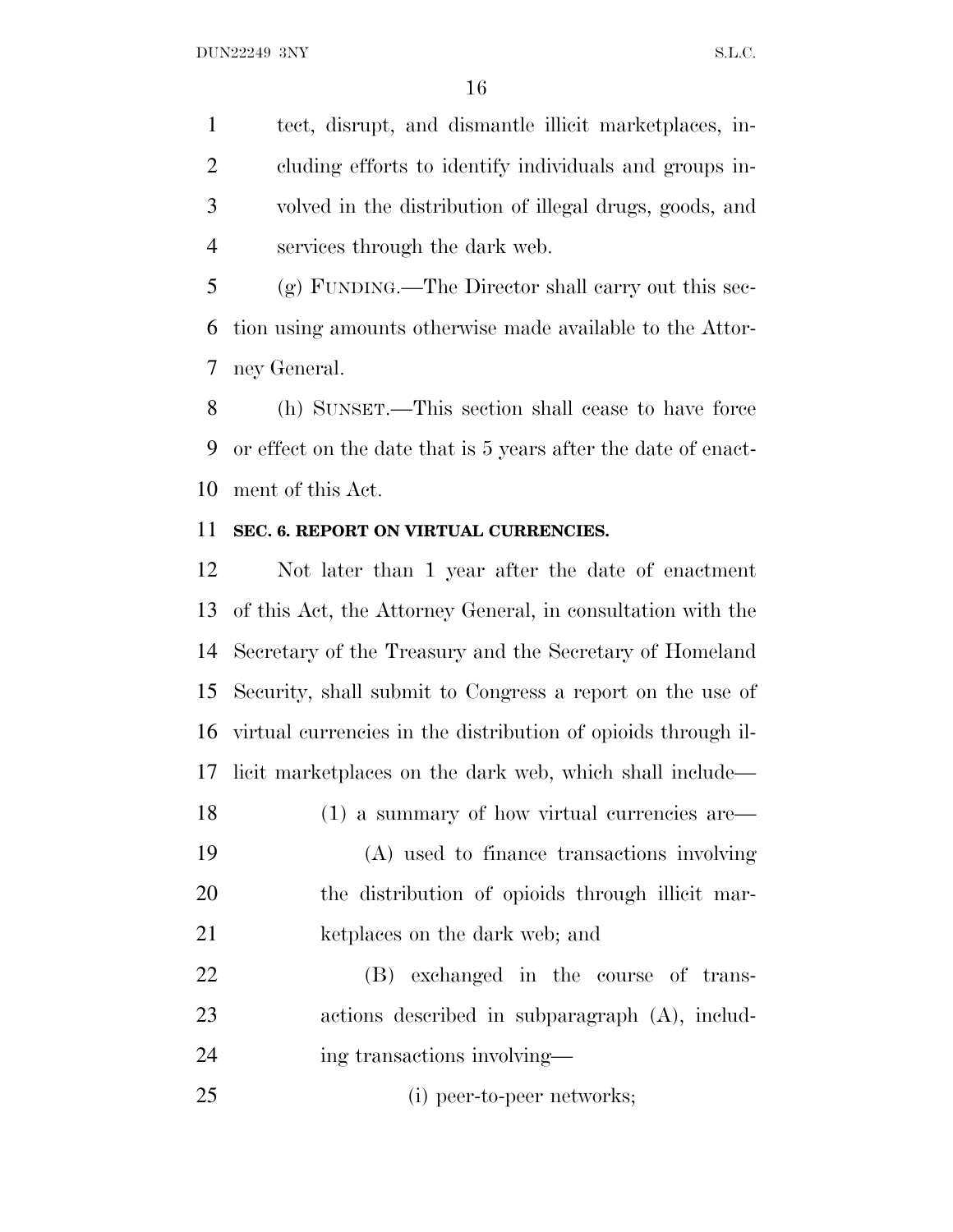tect, disrupt, and dismantle illicit marketplaces, including efforts to identify individuals and groups involved in the distribution of illegal drugs, goods, and services through the dark web.

(g) FUNDING.—The Director shall carry out this section using amounts otherwise made available to the Attorney General.

(h) SUNSET.—This section shall cease to have force or effect on the date that is 5 years after the date of enactment of this Act.

**SEC. 6. REPORT ON VIRTUAL CURRENCIES.**

Not later than 1 year after the date of enactment of this Act, the Attorney General, in consultation with the Secretary of the Treasury and the Secretary of Homeland Security, shall submit to Congress a report on the use of virtual currencies in the distribution of opioids through illicit marketplaces on the dark web, which shall include—

(1) a summary of how virtual currencies are—

(A) used to finance transactions involving the distribution of opioids through illicit marketplaces on the dark web; and

(B) exchanged in the course of transactions described in subparagraph (A), including transactions involving—

(i) peer-to-peer networks;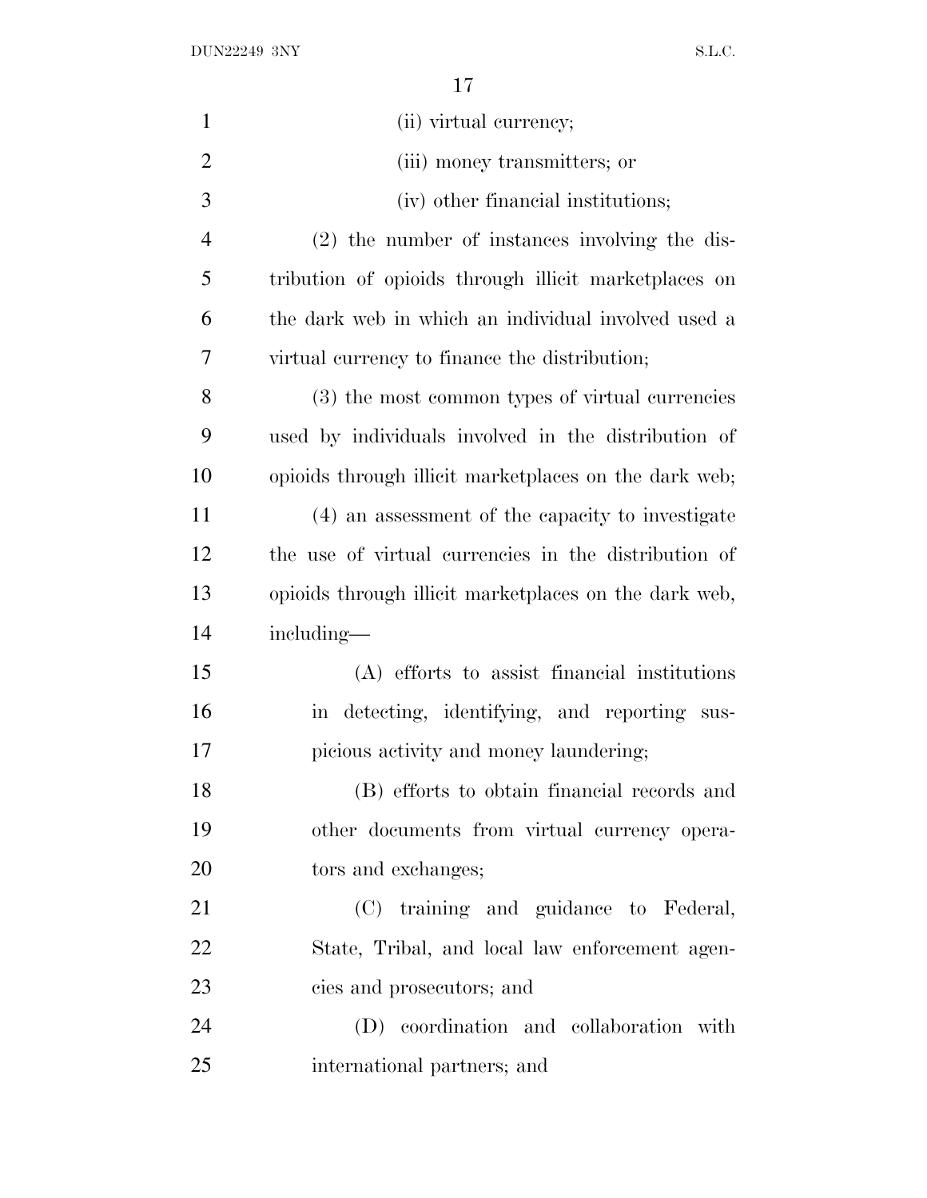(ii) virtual currency;

(iii) money transmitters; or

(iv) other financial institutions;

(2) the number of instances involving the distribution of opioids through illicit marketplaces on the dark web in which an individual involved used a virtual currency to finance the distribution;

(3) the most common types of virtual currencies used by individuals involved in the distribution of opioids through illicit marketplaces on the dark web;

(4) an assessment of the capacity to investigate the use of virtual currencies in the distribution of opioids through illicit marketplaces on the dark web, including—

(A) efforts to assist financial institutions in detecting, identifying, and reporting suspicious activity and money laundering;

(B) efforts to obtain financial records and other documents from virtual currency operators and exchanges;

(C) training and guidance to Federal, State, Tribal, and local law enforcement agencies and prosecutors; and

(D) coordination and collaboration with international partners; and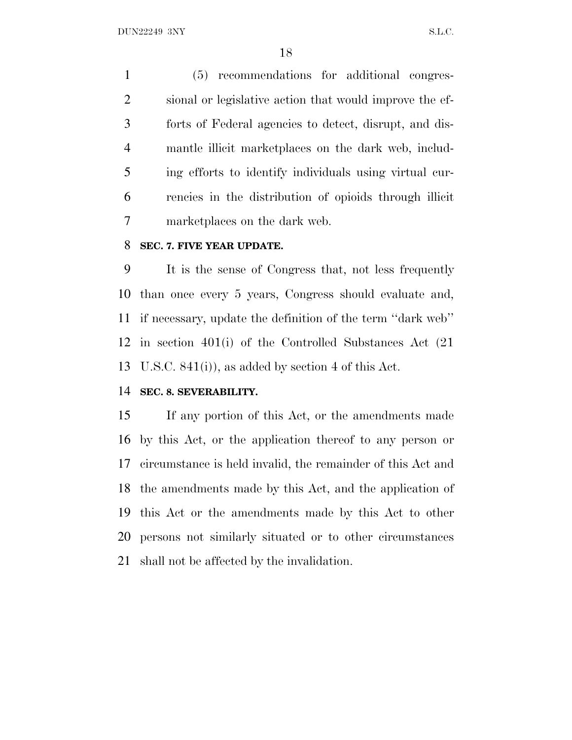(5) recommendations for additional congressional or legislative action that would improve the efforts of Federal agencies to detect, disrupt, and dismantle illicit marketplaces on the dark web, including efforts to identify individuals using virtual currencies in the distribution of opioids through illicit marketplaces on the dark web.

**SEC. 7. FIVE YEAR UPDATE.**

It is the sense of Congress that, not less frequently than once every 5 years, Congress should evaluate and, if necessary, update the definition of the term ''dark web'' in section 401(i) of the Controlled Substances Act (21 U.S.C. 841(i)), as added by section 4 of this Act.

**SEC. 8. SEVERABILITY.**

If any portion of this Act, or the amendments made by this Act, or the application thereof to any person or circumstance is held invalid, the remainder of this Act and the amendments made by this Act, and the application of this Act or the amendments made by this Act to other persons not similarly situated or to other circumstances shall not be affected by the invalidation.